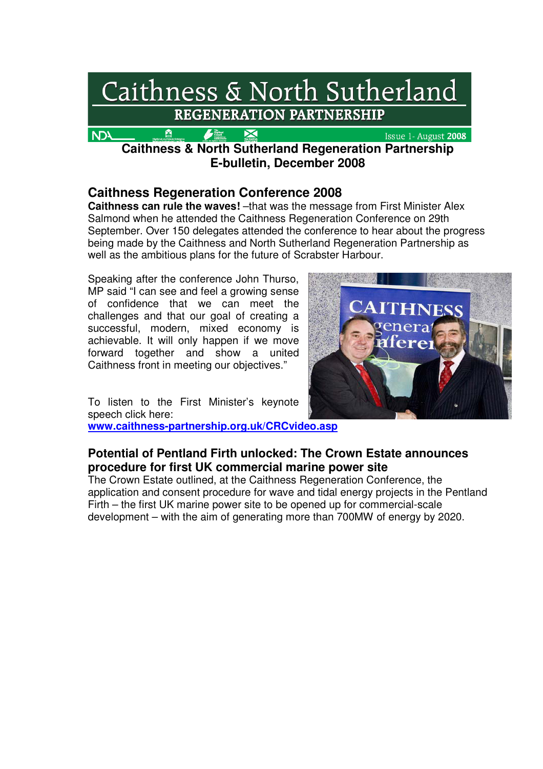# Caithness & North Sutherland

## REGENERATION PARTNERSHIP

Issue 1- August 2008

**Caithness & North Sutherland Regeneration Partnership E-bulletin, December 2008**

## Caithness Regeneration Conference 2008

**Caithness can rule the waves!** –that was the message from First Minister Alex Salmond when he attended the Caithness Regeneration Conference on 29th September. Over 150 delegates attended the conference to hear about the progress being made by the Caithness and North Sutherland Regeneration Partnership as well as the ambitious plans for the future of Scrabster Harbour.

Speaking after the conference John Thurso, MP said "I can see and feel a growing sense of confidence that we can meet the challenges and that our goal of creating a successful, modern, mixed economy is achievable. It will only happen if we move forward together and show a united Caithness front in meeting our objectives."

To listen to the First Minister's keynote speech click here:
**www.caithness-partnership.org.uk/CRCvideo.asp**

## Potential of Pentland Firth unlocked: The Crown Estate announces procedure for first UK commercial marine power site

The Crown Estate outlined, at the Caithness Regeneration Conference, the application and consent procedure for wave and tidal energy projects in the Pentland Firth – the first UK marine power site to be opened up for commercial-scale development – with the aim of generating more than 700MW of energy by 2020.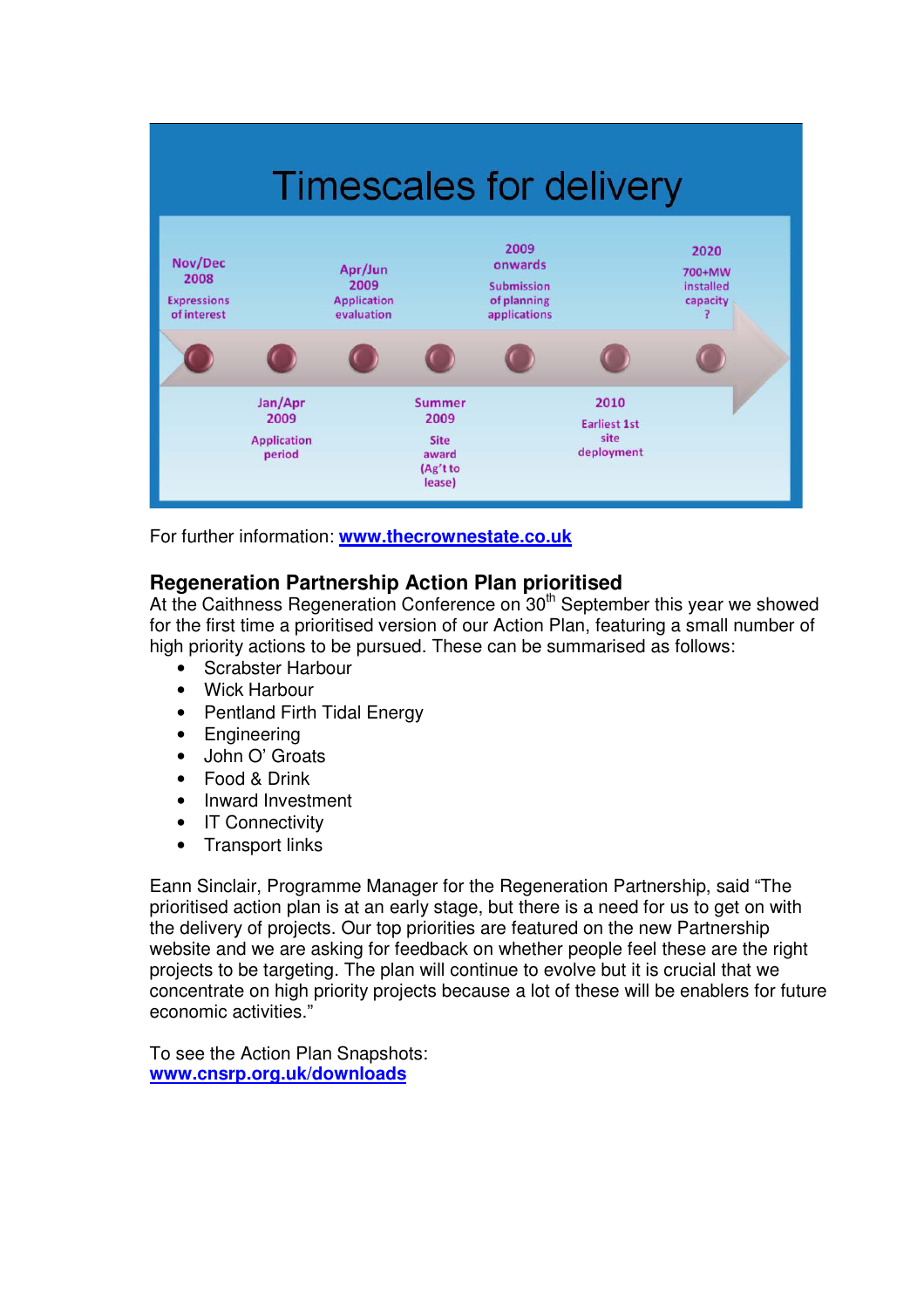## Timescales for delivery

- **Nov/Dec 2008** – Expressions of interest
- **Jan/Apr 2009** – Application period
- **Apr/Jun 2009** – Application evaluation
- **Summer 2009** – Site award (Ag't to lease)
- **2009 onwards** – Submission of planning applications
- **2010** – Earliest 1st site deployment
- **2020** – 700+MW installed capacity ?

For further information: **www.thecrownestate.co.uk**

### Regeneration Partnership Action Plan prioritised

At the Caithness Regeneration Conference on 30th September this year we showed for the first time a prioritised version of our Action Plan, featuring a small number of high priority actions to be pursued. These can be summarised as follows:

- Scrabster Harbour
- Wick Harbour
- Pentland Firth Tidal Energy
- Engineering
- John O' Groats
- Food & Drink
- Inward Investment
- IT Connectivity
- Transport links

Eann Sinclair, Programme Manager for the Regeneration Partnership, said "The prioritised action plan is at an early stage, but there is a need for us to get on with the delivery of projects. Our top priorities are featured on the new Partnership website and we are asking for feedback on whether people feel these are the right projects to be targeting. The plan will continue to evolve but it is crucial that we concentrate on high priority projects because a lot of these will be enablers for future economic activities."

To see the Action Plan Snapshots:
**www.cnsrp.org.uk/downloads**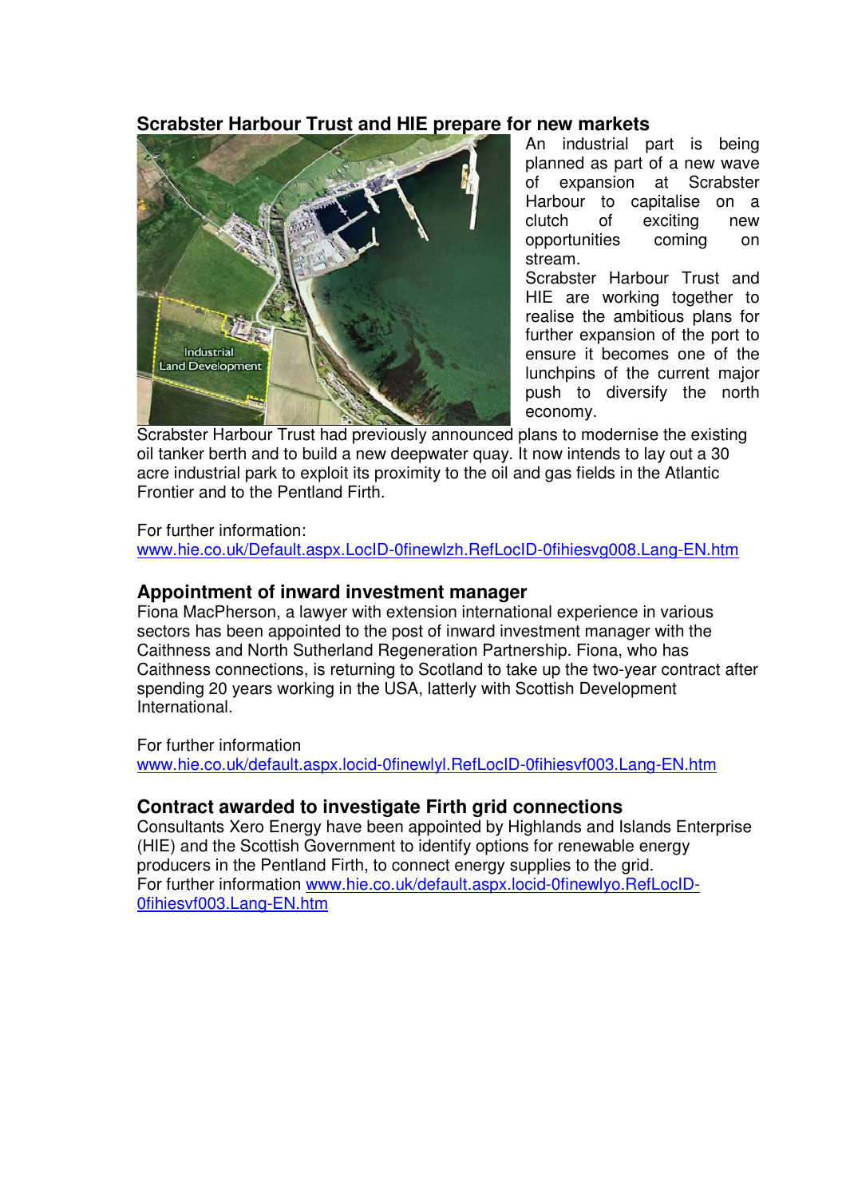## Scrabster Harbour Trust and HIE prepare for new markets

An industrial part is being planned as part of a new wave of expansion at Scrabster Harbour to capitalise on a clutch of exciting new opportunities coming on stream.

Scrabster Harbour Trust and HIE are working together to realise the ambitious plans for further expansion of the port to ensure it becomes one of the lunchpins of the current major push to diversify the north economy.

Scrabster Harbour Trust had previously announced plans to modernise the existing oil tanker berth and to build a new deepwater quay. It now intends to lay out a 30 acre industrial park to exploit its proximity to the oil and gas fields in the Atlantic Frontier and to the Pentland Firth.

For further information:
www.hie.co.uk/Default.aspx.LocID-0finewlzh.RefLocID-0fihiesvg008.Lang-EN.htm

## Appointment of inward investment manager

Fiona MacPherson, a lawyer with extension international experience in various sectors has been appointed to the post of inward investment manager with the Caithness and North Sutherland Regeneration Partnership. Fiona, who has Caithness connections, is returning to Scotland to take up the two-year contract after spending 20 years working in the USA, latterly with Scottish Development International.

For further information
www.hie.co.uk/default.aspx.locid-0finewlyl.RefLocID-0fihiesvf003.Lang-EN.htm

## Contract awarded to investigate Firth grid connections

Consultants Xero Energy have been appointed by Highlands and Islands Enterprise (HIE) and the Scottish Government to identify options for renewable energy producers in the Pentland Firth, to connect energy supplies to the grid.
For further information www.hie.co.uk/default.aspx.locid-0finewlyo.RefLocID-0fihiesvf003.Lang-EN.htm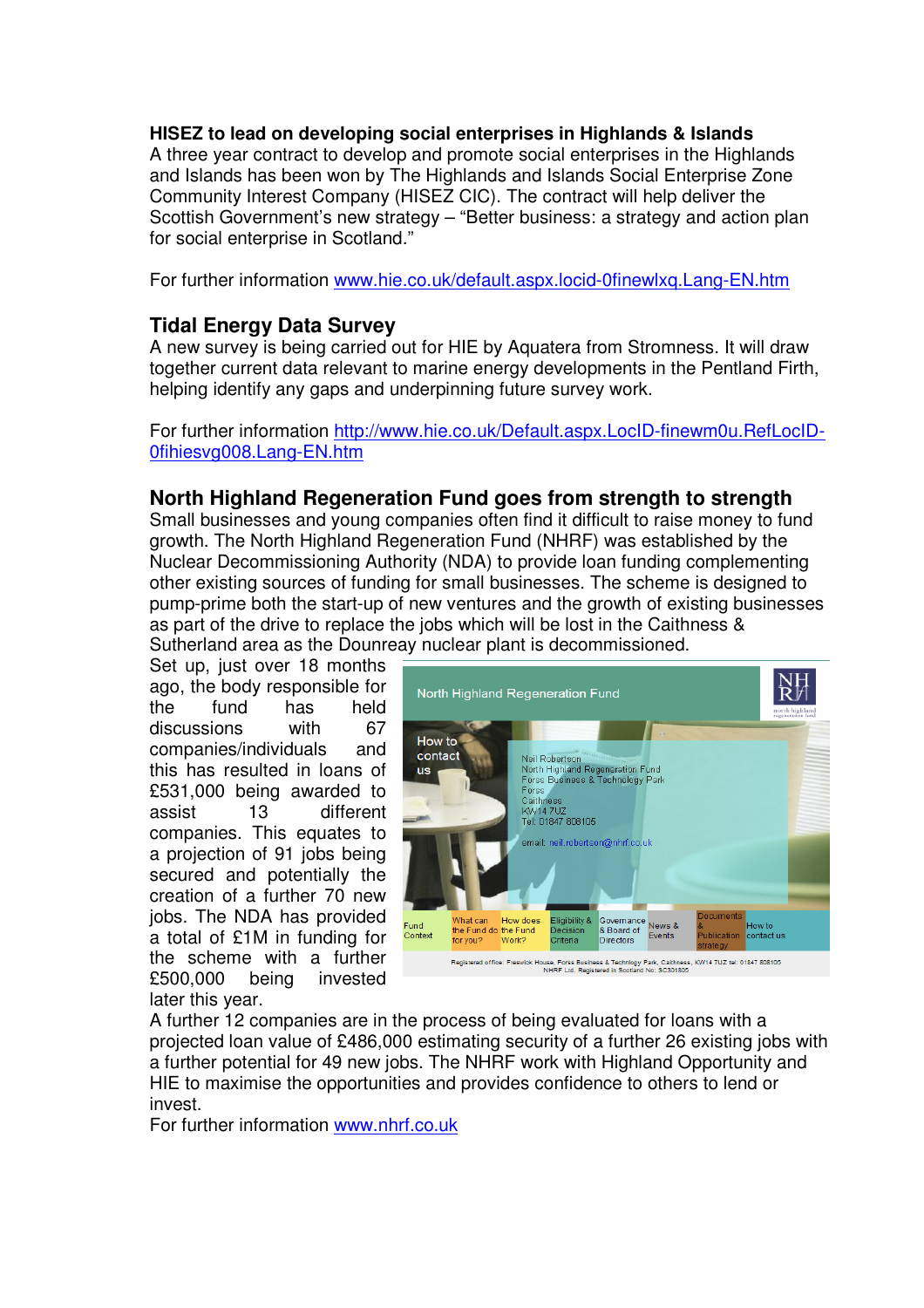**HISEZ to lead on developing social enterprises in Highlands & Islands**

A three year contract to develop and promote social enterprises in the Highlands and Islands has been won by The Highlands and Islands Social Enterprise Zone Community Interest Company (HISEZ CIC). The contract will help deliver the Scottish Government's new strategy – "Better business: a strategy and action plan for social enterprise in Scotland."

For further information www.hie.co.uk/default.aspx.locid-0finewlxq.Lang-EN.htm

## Tidal Energy Data Survey

A new survey is being carried out for HIE by Aquatera from Stromness. It will draw together current data relevant to marine energy developments in the Pentland Firth, helping identify any gaps and underpinning future survey work.

For further information http://www.hie.co.uk/Default.aspx.LocID-finewm0u.RefLocID-0fihiesvg008.Lang-EN.htm

## North Highland Regeneration Fund goes from strength to strength

Small businesses and young companies often find it difficult to raise money to fund growth. The North Highland Regeneration Fund (NHRF) was established by the Nuclear Decommissioning Authority (NDA) to provide loan funding complementing other existing sources of funding for small businesses. The scheme is designed to pump-prime both the start-up of new ventures and the growth of existing businesses as part of the drive to replace the jobs which will be lost in the Caithness & Sutherland area as the Dounreay nuclear plant is decommissioned.

Set up, just over 18 months ago, the body responsible for the fund has held discussions with 67 companies/individuals and this has resulted in loans of £531,000 being awarded to assist 13 different companies. This equates to a projection of 91 jobs being secured and potentially the creation of a further 70 new jobs. The NDA has provided a total of £1M in funding for the scheme with a further £500,000 being invested later this year.

A further 12 companies are in the process of being evaluated for loans with a projected loan value of £486,000 estimating security of a further 26 existing jobs with a further potential for 49 new jobs. The NHRF work with Highland Opportunity and HIE to maximise the opportunities and provides confidence to others to lend or invest.

For further information www.nhrf.co.uk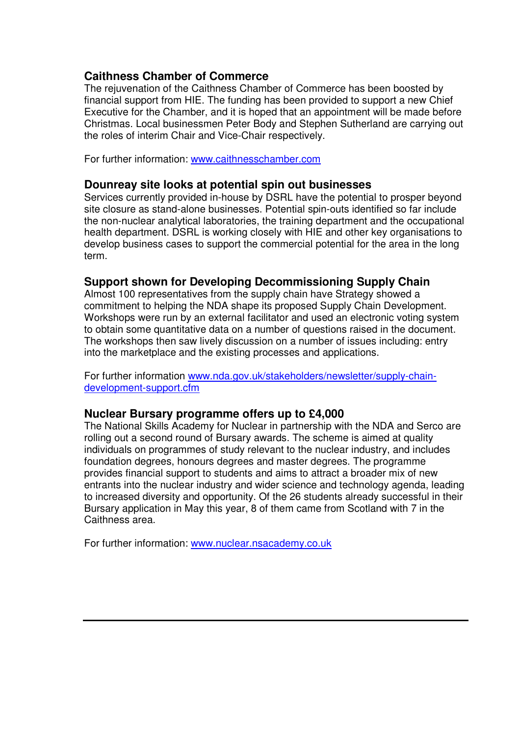## Caithness Chamber of Commerce

The rejuvenation of the Caithness Chamber of Commerce has been boosted by financial support from HIE. The funding has been provided to support a new Chief Executive for the Chamber, and it is hoped that an appointment will be made before Christmas. Local businessmen Peter Body and Stephen Sutherland are carrying out the roles of interim Chair and Vice-Chair respectively.

For further information: [www.caithnesschamber.com](http://www.caithnesschamber.com)

## Dounreay site looks at potential spin out businesses

Services currently provided in-house by DSRL have the potential to prosper beyond site closure as stand-alone businesses. Potential spin-outs identified so far include the non-nuclear analytical laboratories, the training department and the occupational health department. DSRL is working closely with HIE and other key organisations to develop business cases to support the commercial potential for the area in the long term.

## Support shown for Developing Decommissioning Supply Chain

Almost 100 representatives from the supply chain have Strategy showed a commitment to helping the NDA shape its proposed Supply Chain Development. Workshops were run by an external facilitator and used an electronic voting system to obtain some quantitative data on a number of questions raised in the document. The workshops then saw lively discussion on a number of issues including: entry into the marketplace and the existing processes and applications.

For further information [www.nda.gov.uk/stakeholders/newsletter/supply-chain-development-support.cfm](http://www.nda.gov.uk/stakeholders/newsletter/supply-chain-development-support.cfm)

## Nuclear Bursary programme offers up to £4,000

The National Skills Academy for Nuclear in partnership with the NDA and Serco are rolling out a second round of Bursary awards. The scheme is aimed at quality individuals on programmes of study relevant to the nuclear industry, and includes foundation degrees, honours degrees and master degrees. The programme provides financial support to students and aims to attract a broader mix of new entrants into the nuclear industry and wider science and technology agenda, leading to increased diversity and opportunity. Of the 26 students already successful in their Bursary application in May this year, 8 of them came from Scotland with 7 in the Caithness area.

For further information: [www.nuclear.nsacademy.co.uk](http://www.nuclear.nsacademy.co.uk)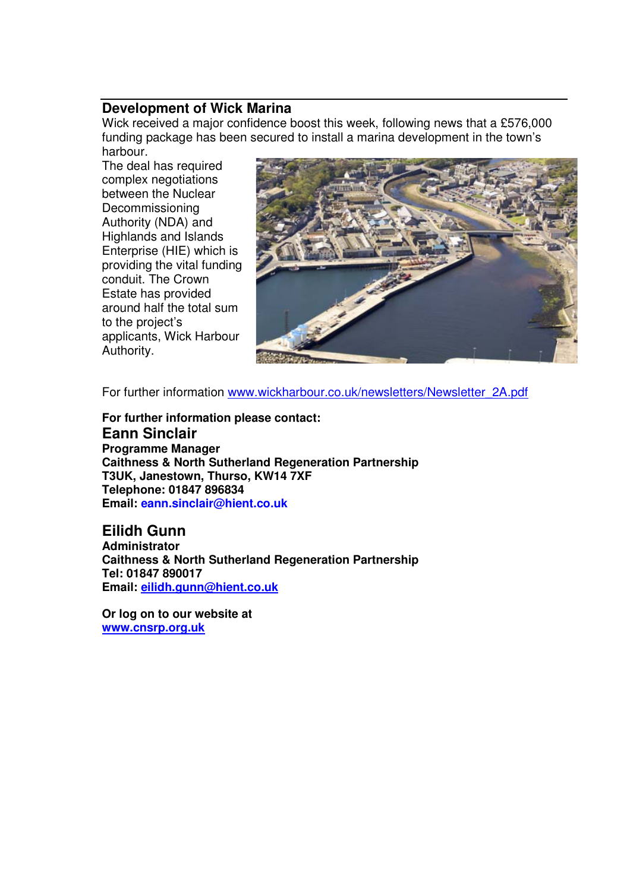## Development of Wick Marina

Wick received a major confidence boost this week, following news that a £576,000 funding package has been secured to install a marina development in the town's harbour.

The deal has required complex negotiations between the Nuclear Decommissioning Authority (NDA) and Highlands and Islands Enterprise (HIE) which is providing the vital funding conduit. The Crown Estate has provided around half the total sum to the project's applicants, Wick Harbour Authority.

For further information www.wickharbour.co.uk/newsletters/Newsletter_2A.pdf

**For further information please contact:**

### Eann Sinclair

**Programme Manager**
**Caithness & North Sutherland Regeneration Partnership**
**T3UK, Janestown, Thurso, KW14 7XF**
**Telephone: 01847 896834**
**Email: eann.sinclair@hient.co.uk**

### Eilidh Gunn

**Administrator**
**Caithness & North Sutherland Regeneration Partnership**
**Tel: 01847 890017**
**Email: eilidh.gunn@hient.co.uk**

**Or log on to our website at**
**www.cnsrp.org.uk**